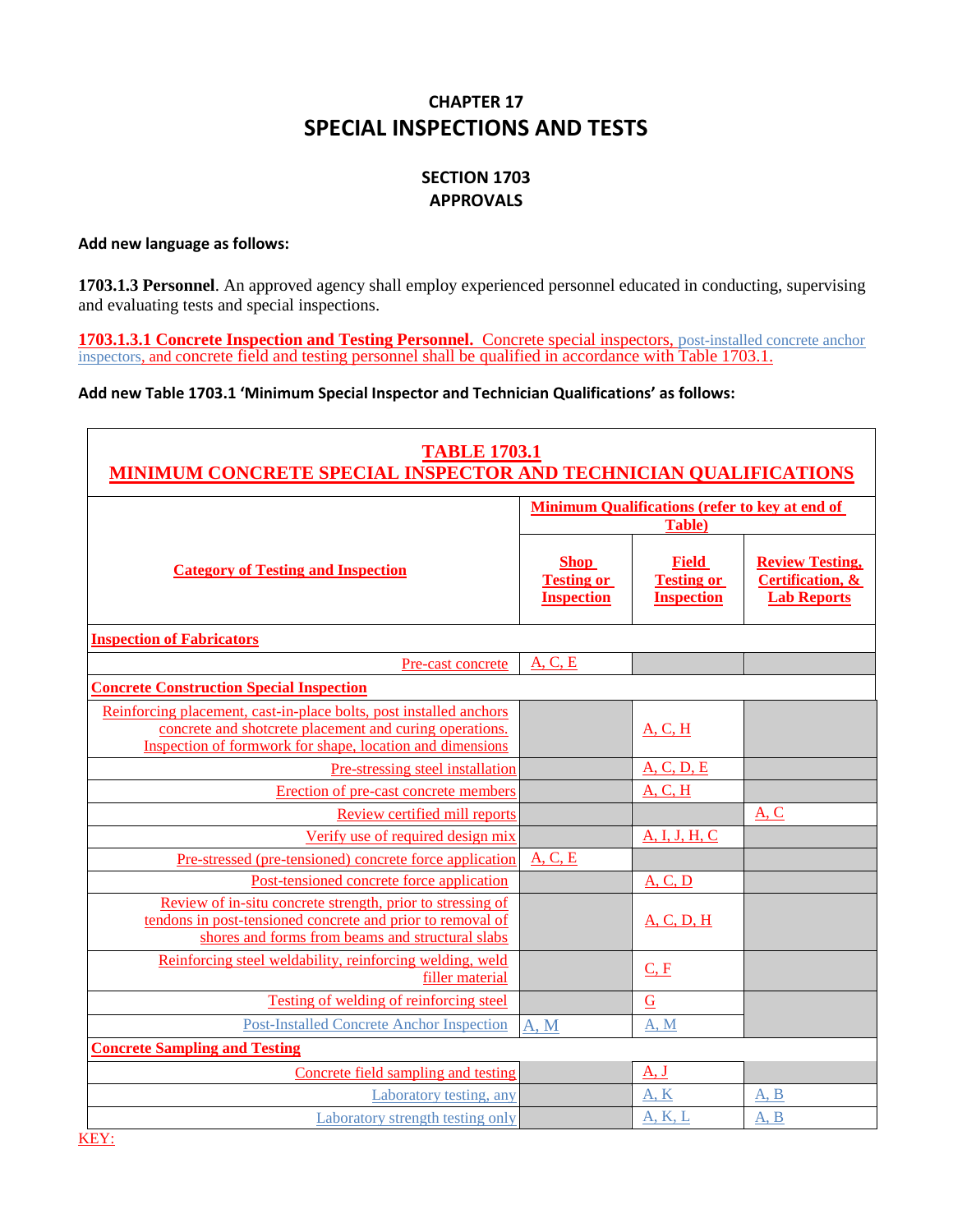# CHAPTER 17
# SPECIAL INSPECTIONS AND TESTS

## SECTION 1703
## APPROVALS

**Add new language as follows:**

**1703.1.3 Personnel**. An approved agency shall employ experienced personnel educated in conducting, supervising and evaluating tests and special inspections.

**1703.1.3.1 Concrete Inspection and Testing Personnel.** Concrete special inspectors, post-installed concrete anchor inspectors, and concrete field and testing personnel shall be qualified in accordance with Table 1703.1.

**Add new Table 1703.1 'Minimum Special Inspector and Technician Qualifications' as follows:**

**TABLE 1703.1**
**MINIMUM CONCRETE SPECIAL INSPECTOR AND TECHNICIAN QUALIFICATIONS**

| Category of Testing and Inspection | Minimum Qualifications (refer to key at end of Table) | | |
|---|---|---|---|
| | **Shop Testing or Inspection** | **Field Testing or Inspection** | **Review Testing, Certification, & Lab Reports** |
| **Inspection of Fabricators** | | | |
| Pre-cast concrete | A, C, E | | |
| **Concrete Construction Special Inspection** | | | |
| Reinforcing placement, cast-in-place bolts, post installed anchors concrete and shotcrete placement and curing operations. Inspection of formwork for shape, location and dimensions | | A, C, H | |
| Pre-stressing steel installation | | A, C, D, E | |
| Erection of pre-cast concrete members | | A, C, H | |
| Review certified mill reports | | | A, C |
| Verify use of required design mix | | A, I, J, H, C | |
| Pre-stressed (pre-tensioned) concrete force application | A, C, E | | |
| Post-tensioned concrete force application | | A, C, D | |
| Review of in-situ concrete strength, prior to stressing of tendons in post-tensioned concrete and prior to removal of shores and forms from beams and structural slabs | | A, C, D, H | |
| Reinforcing steel weldability, reinforcing welding, weld filler material | | C, F | |
| Testing of welding of reinforcing steel | | G | |
| Post-Installed Concrete Anchor Inspection | A, M | A, M | |
| **Concrete Sampling and Testing** | | | |
| Concrete field sampling and testing | | A, J | |
| Laboratory testing, any | | A, K | A, B |
| Laboratory strength testing only | | A, K, L | A, B |

KEY: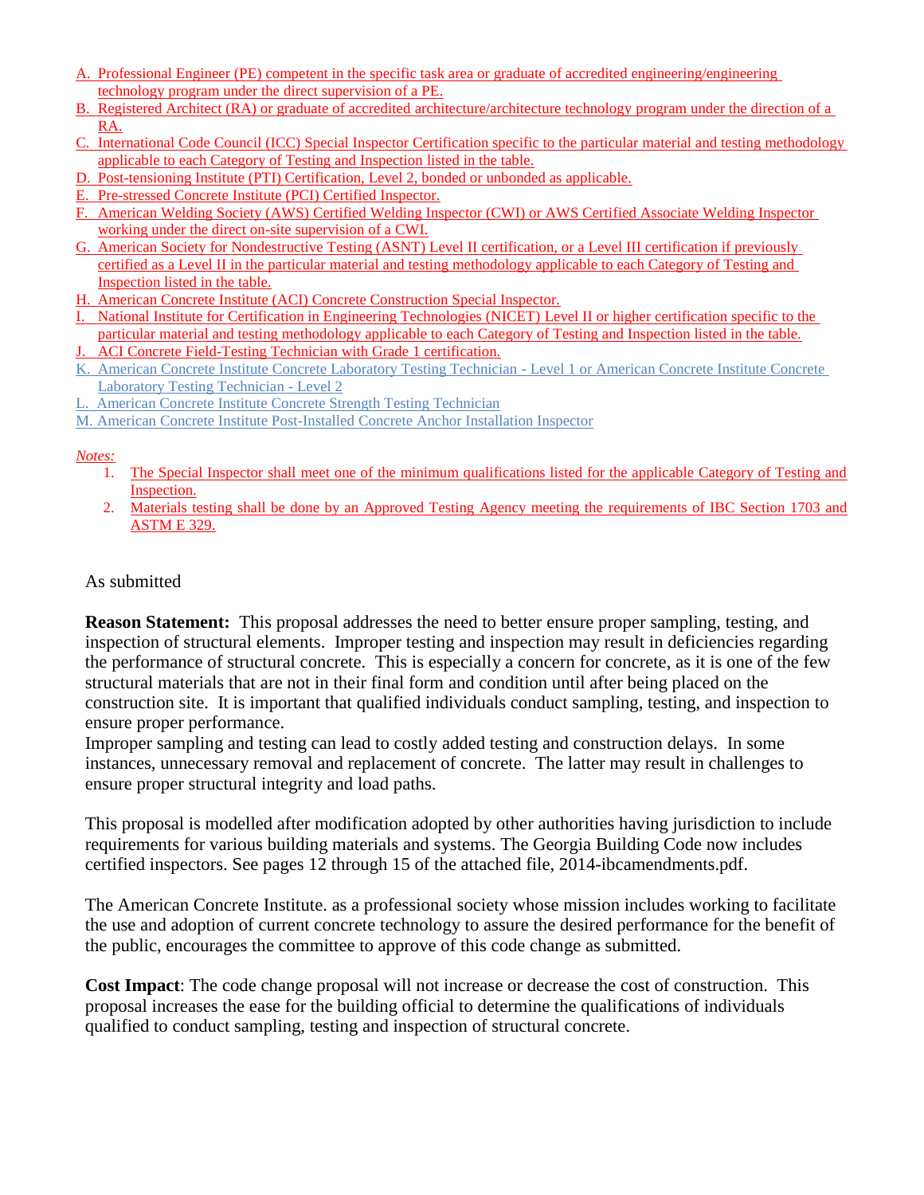A. Professional Engineer (PE) competent in the specific task area or graduate of accredited engineering/engineering technology program under the direct supervision of a PE.
B. Registered Architect (RA) or graduate of accredited architecture/architecture technology program under the direction of a RA.
C. International Code Council (ICC) Special Inspector Certification specific to the particular material and testing methodology applicable to each Category of Testing and Inspection listed in the table.
D. Post-tensioning Institute (PTI) Certification, Level 2, bonded or unbonded as applicable.
E. Pre-stressed Concrete Institute (PCI) Certified Inspector.
F. American Welding Society (AWS) Certified Welding Inspector (CWI) or AWS Certified Associate Welding Inspector working under the direct on-site supervision of a CWI.
G. American Society for Nondestructive Testing (ASNT) Level II certification, or a Level III certification if previously certified as a Level II in the particular material and testing methodology applicable to each Category of Testing and Inspection listed in the table.
H. American Concrete Institute (ACI) Concrete Construction Special Inspector.
I. National Institute for Certification in Engineering Technologies (NICET) Level II or higher certification specific to the particular material and testing methodology applicable to each Category of Testing and Inspection listed in the table.
J. ACI Concrete Field-Testing Technician with Grade 1 certification.
K. American Concrete Institute Concrete Laboratory Testing Technician - Level 1 or American Concrete Institute Concrete Laboratory Testing Technician - Level 2
L. American Concrete Institute Concrete Strength Testing Technician
M. American Concrete Institute Post-Installed Concrete Anchor Installation Inspector

*Notes:*

1. The Special Inspector shall meet one of the minimum qualifications listed for the applicable Category of Testing and Inspection.
2. Materials testing shall be done by an Approved Testing Agency meeting the requirements of IBC Section 1703 and ASTM E 329.

As submitted

**Reason Statement:** This proposal addresses the need to better ensure proper sampling, testing, and inspection of structural elements. Improper testing and inspection may result in deficiencies regarding the performance of structural concrete. This is especially a concern for concrete, as it is one of the few structural materials that are not in their final form and condition until after being placed on the construction site. It is important that qualified individuals conduct sampling, testing, and inspection to ensure proper performance.
Improper sampling and testing can lead to costly added testing and construction delays. In some instances, unnecessary removal and replacement of concrete. The latter may result in challenges to ensure proper structural integrity and load paths.

This proposal is modelled after modification adopted by other authorities having jurisdiction to include requirements for various building materials and systems. The Georgia Building Code now includes certified inspectors. See pages 12 through 15 of the attached file, 2014-ibcamendments.pdf.

The American Concrete Institute. as a professional society whose mission includes working to facilitate the use and adoption of current concrete technology to assure the desired performance for the benefit of the public, encourages the committee to approve of this code change as submitted.

**Cost Impact**: The code change proposal will not increase or decrease the cost of construction. This proposal increases the ease for the building official to determine the qualifications of individuals qualified to conduct sampling, testing and inspection of structural concrete.